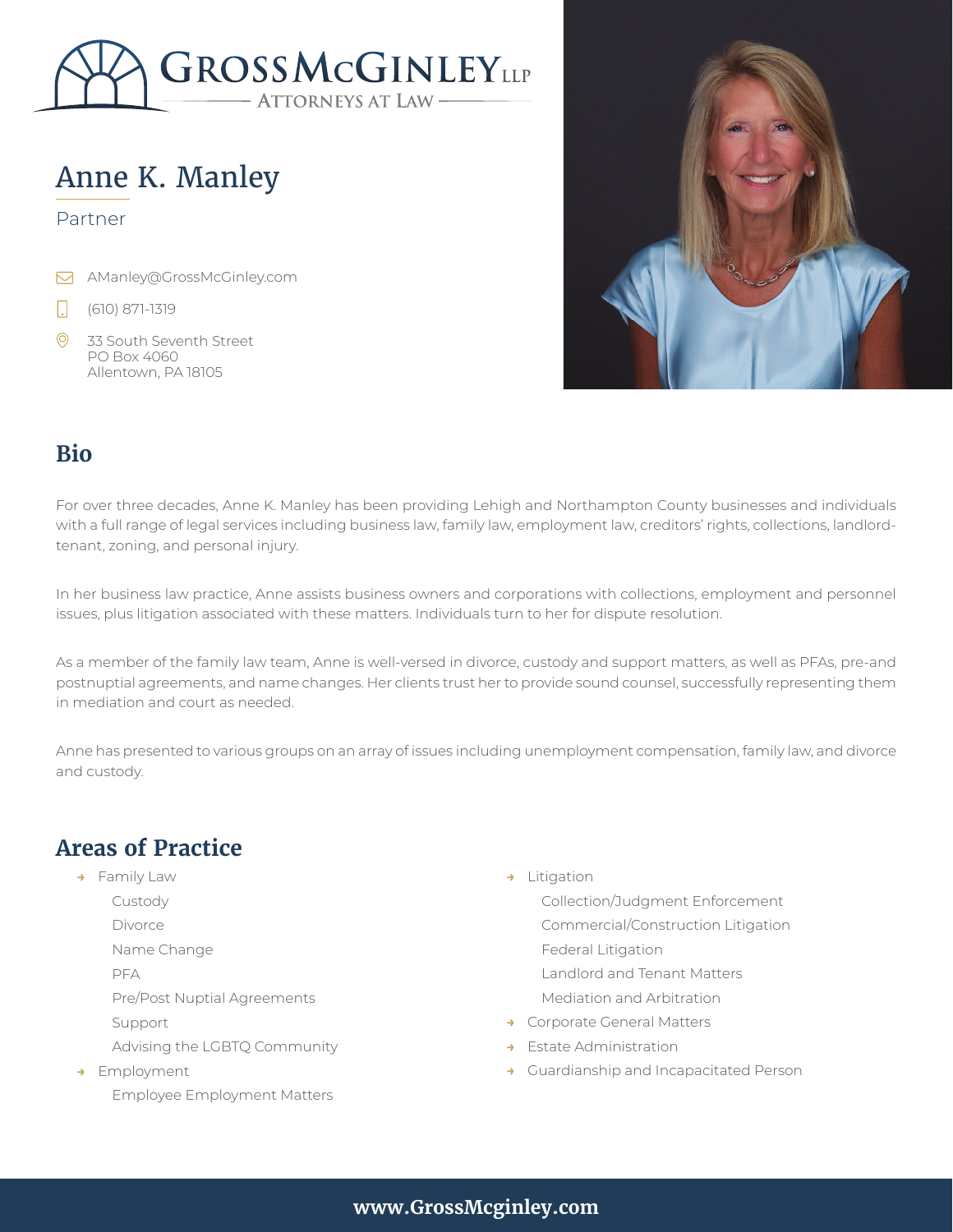GROSSMCGINLEY LLP
ATTORNEYS AT LAW

# Anne K. Manley

Partner

AManley@GrossMcGinley.com

(610) 871-1319

33 South Seventh Street
PO Box 4060
Allentown, PA 18105

## Bio

For over three decades, Anne K. Manley has been providing Lehigh and Northampton County businesses and individuals with a full range of legal services including business law, family law, employment law, creditors' rights, collections, landlord-tenant, zoning, and personal injury.

In her business law practice, Anne assists business owners and corporations with collections, employment and personnel issues, plus litigation associated with these matters. Individuals turn to her for dispute resolution.

As a member of the family law team, Anne is well-versed in divorce, custody and support matters, as well as PFAs, pre-and postnuptial agreements, and name changes. Her clients trust her to provide sound counsel, successfully representing them in mediation and court as needed.

Anne has presented to various groups on an array of issues including unemployment compensation, family law, and divorce and custody.

## Areas of Practice

- Family Law
  - Custody
  - Divorce
  - Name Change
  - PFA
  - Pre/Post Nuptial Agreements
  - Support
  - Advising the LGBTQ Community
- Employment
  - Employee Employment Matters
- Litigation
  - Collection/Judgment Enforcement
  - Commercial/Construction Litigation
  - Federal Litigation
  - Landlord and Tenant Matters
  - Mediation and Arbitration
- Corporate General Matters
- Estate Administration
- Guardianship and Incapacitated Person

www.GrossMcginley.com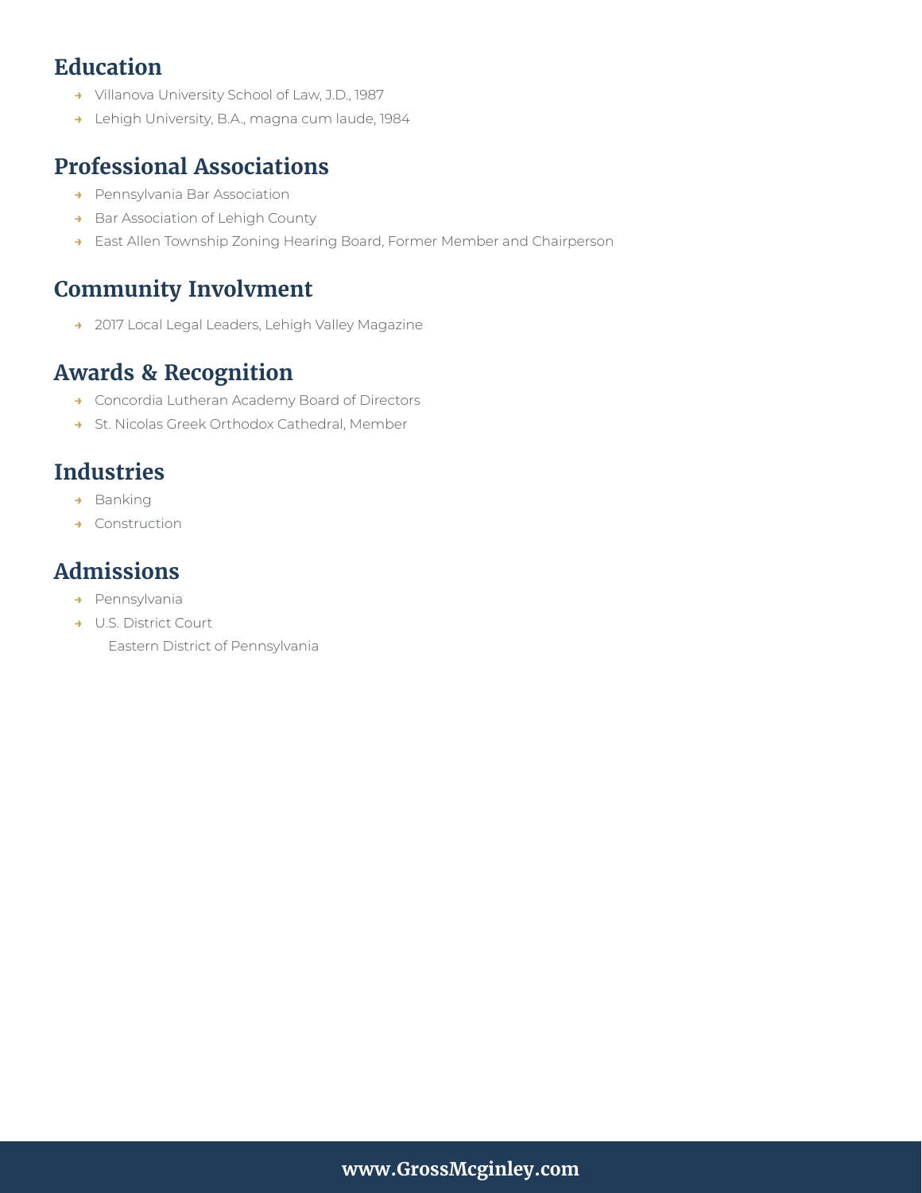## Education

- Villanova University School of Law, J.D., 1987
- Lehigh University, B.A., magna cum laude, 1984

## Professional Associations

- Pennsylvania Bar Association
- Bar Association of Lehigh County
- East Allen Township Zoning Hearing Board, Former Member and Chairperson

## Community Involvment

- 2017 Local Legal Leaders, Lehigh Valley Magazine

## Awards & Recognition

- Concordia Lutheran Academy Board of Directors
- St. Nicolas Greek Orthodox Cathedral, Member

## Industries

- Banking
- Construction

## Admissions

- Pennsylvania
- U.S. District Court
  Eastern District of Pennsylvania